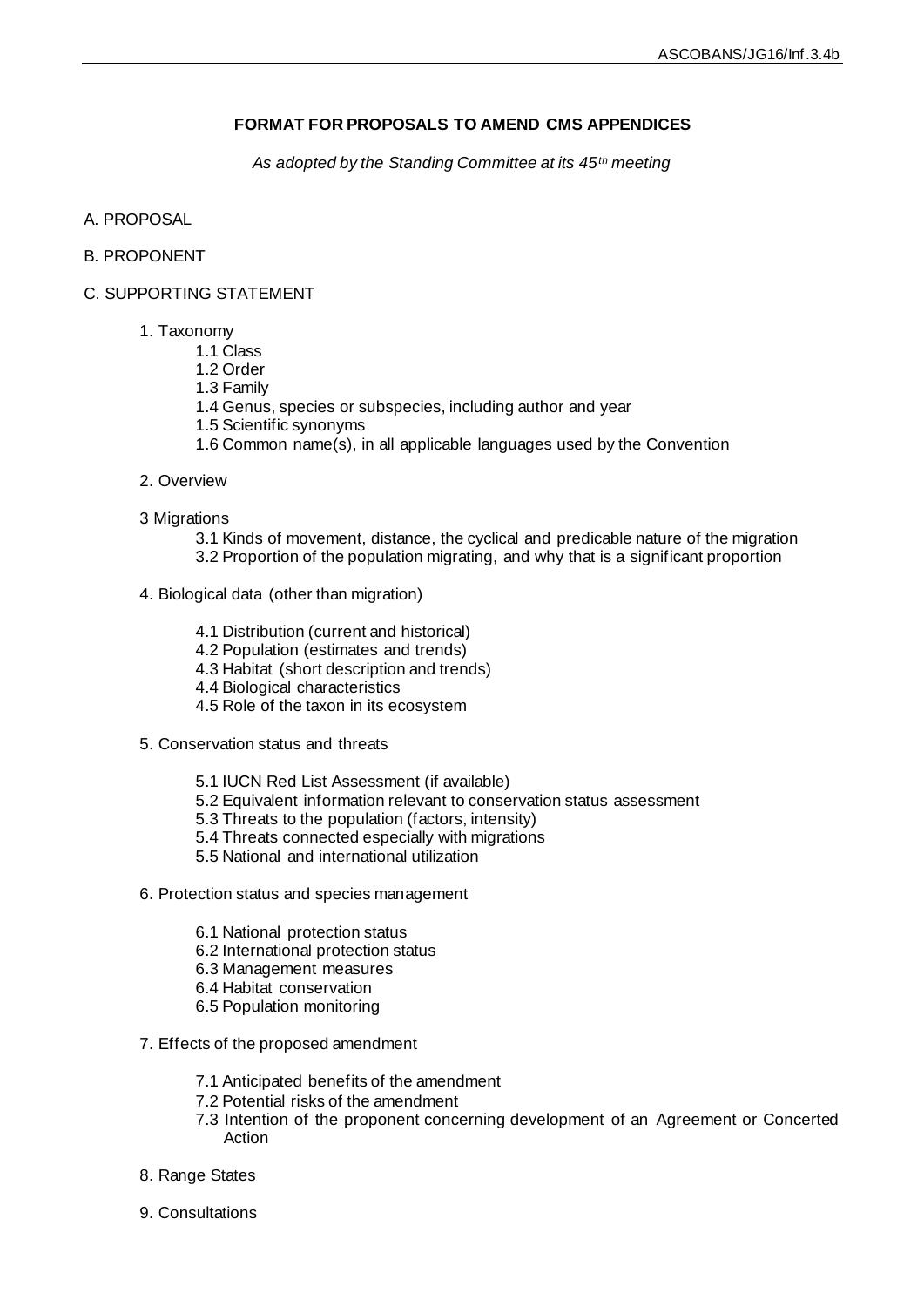# FORMAT FOR PROPOSALS TO AMEND CMS APPENDICES

*As adopted by the Standing Committee at its 45th meeting*

A. PROPOSAL

B. PROPONENT

C. SUPPORTING STATEMENT

1. Taxonomy
   - 1.1 Class
   - 1.2 Order
   - 1.3 Family
   - 1.4 Genus, species or subspecies, including author and year
   - 1.5 Scientific synonyms
   - 1.6 Common name(s), in all applicable languages used by the Convention

2. Overview

3 Migrations
   - 3.1 Kinds of movement, distance, the cyclical and predicable nature of the migration
   - 3.2 Proportion of the population migrating, and why that is a significant proportion

4. Biological data (other than migration)
   - 4.1 Distribution (current and historical)
   - 4.2 Population (estimates and trends)
   - 4.3 Habitat (short description and trends)
   - 4.4 Biological characteristics
   - 4.5 Role of the taxon in its ecosystem

5. Conservation status and threats
   - 5.1 IUCN Red List Assessment (if available)
   - 5.2 Equivalent information relevant to conservation status assessment
   - 5.3 Threats to the population (factors, intensity)
   - 5.4 Threats connected especially with migrations
   - 5.5 National and international utilization

6. Protection status and species management
   - 6.1 National protection status
   - 6.2 International protection status
   - 6.3 Management measures
   - 6.4 Habitat conservation
   - 6.5 Population monitoring

7. Effects of the proposed amendment
   - 7.1 Anticipated benefits of the amendment
   - 7.2 Potential risks of the amendment
   - 7.3 Intention of the proponent concerning development of an Agreement or Concerted Action

8. Range States

9. Consultations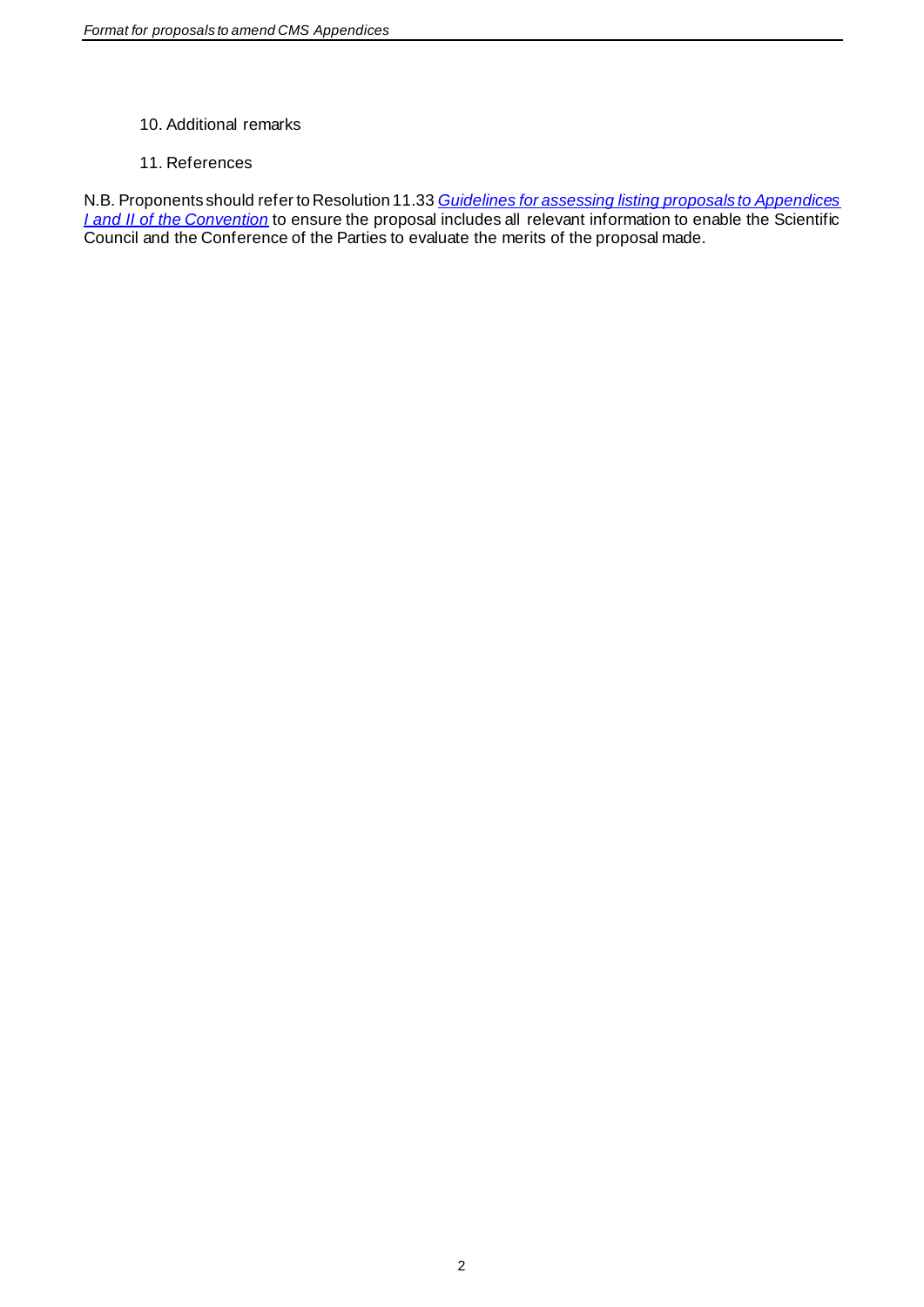10. Additional remarks

11. References

N.B. Proponents should refer to Resolution 11.33 *Guidelines for assessing listing proposals to Appendices I and II of the Convention* to ensure the proposal includes all relevant information to enable the Scientific Council and the Conference of the Parties to evaluate the merits of the proposal made.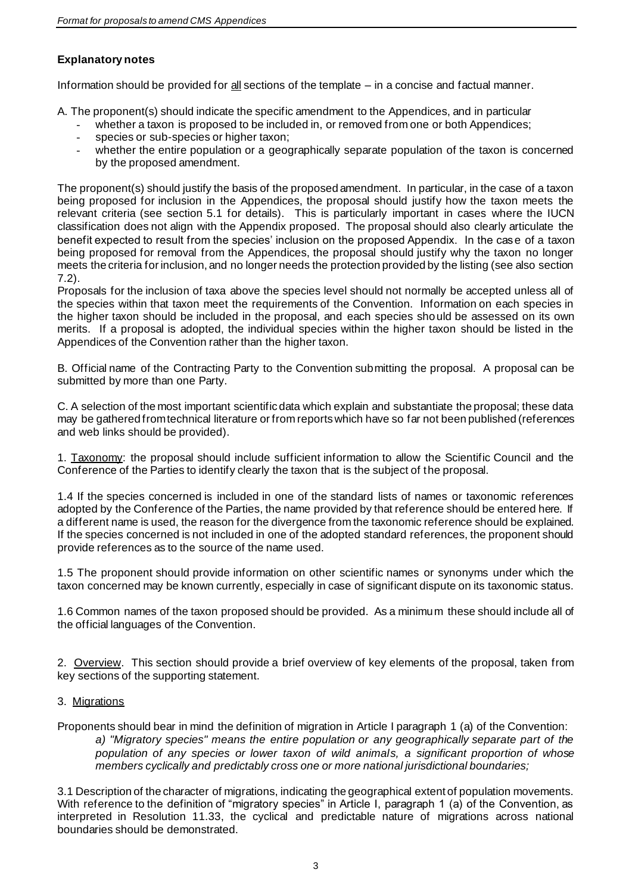## Explanatory notes

Information should be provided for all sections of the template – in a concise and factual manner.

A. The proponent(s) should indicate the specific amendment to the Appendices, and in particular

- whether a taxon is proposed to be included in, or removed from one or both Appendices;
- species or sub-species or higher taxon;
- whether the entire population or a geographically separate population of the taxon is concerned by the proposed amendment.

The proponent(s) should justify the basis of the proposed amendment. In particular, in the case of a taxon being proposed for inclusion in the Appendices, the proposal should justify how the taxon meets the relevant criteria (see section 5.1 for details). This is particularly important in cases where the IUCN classification does not align with the Appendix proposed. The proposal should also clearly articulate the benefit expected to result from the species' inclusion on the proposed Appendix. In the case of a taxon being proposed for removal from the Appendices, the proposal should justify why the taxon no longer meets the criteria for inclusion, and no longer needs the protection provided by the listing (see also section 7.2).

Proposals for the inclusion of taxa above the species level should not normally be accepted unless all of the species within that taxon meet the requirements of the Convention. Information on each species in the higher taxon should be included in the proposal, and each species should be assessed on its own merits. If a proposal is adopted, the individual species within the higher taxon should be listed in the Appendices of the Convention rather than the higher taxon.

B. Official name of the Contracting Party to the Convention submitting the proposal. A proposal can be submitted by more than one Party.

C. A selection of the most important scientific data which explain and substantiate the proposal; these data may be gathered from technical literature or from reports which have so far not been published (references and web links should be provided).

1. Taxonomy: the proposal should include sufficient information to allow the Scientific Council and the Conference of the Parties to identify clearly the taxon that is the subject of the proposal.

1.4 If the species concerned is included in one of the standard lists of names or taxonomic references adopted by the Conference of the Parties, the name provided by that reference should be entered here. If a different name is used, the reason for the divergence from the taxonomic reference should be explained. If the species concerned is not included in one of the adopted standard references, the proponent should provide references as to the source of the name used.

1.5 The proponent should provide information on other scientific names or synonyms under which the taxon concerned may be known currently, especially in case of significant dispute on its taxonomic status.

1.6 Common names of the taxon proposed should be provided. As a minimum these should include all of the official languages of the Convention.

2. Overview. This section should provide a brief overview of key elements of the proposal, taken from key sections of the supporting statement.

3. Migrations

Proponents should bear in mind the definition of migration in Article I paragraph 1 (a) of the Convention:

> *a) "Migratory species" means the entire population or any geographically separate part of the population of any species or lower taxon of wild animals, a significant proportion of whose members cyclically and predictably cross one or more national jurisdictional boundaries;*

3.1 Description of the character of migrations, indicating the geographical extent of population movements. With reference to the definition of "migratory species" in Article I, paragraph 1 (a) of the Convention, as interpreted in Resolution 11.33, the cyclical and predictable nature of migrations across national boundaries should be demonstrated.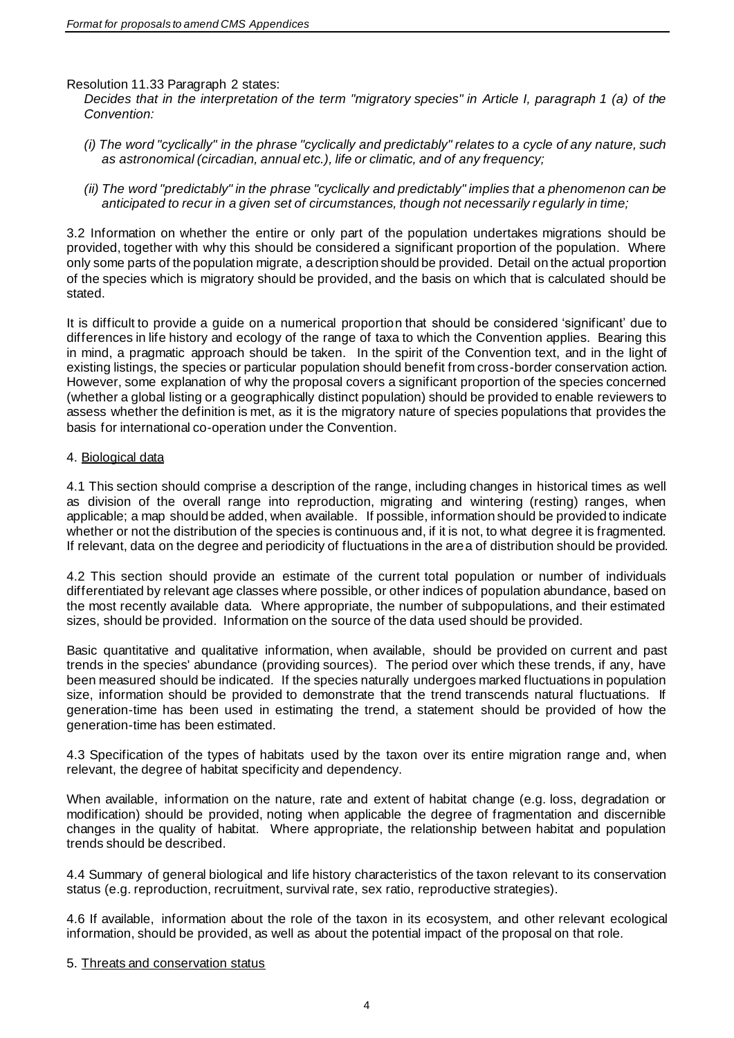Resolution 11.33 Paragraph 2 states:

*Decides that in the interpretation of the term "migratory species" in Article I, paragraph 1 (a) of the Convention:*

*(i) The word "cyclically" in the phrase "cyclically and predictably" relates to a cycle of any nature, such as astronomical (circadian, annual etc.), life or climatic, and of any frequency;*

*(ii) The word "predictably" in the phrase "cyclically and predictably" implies that a phenomenon can be anticipated to recur in a given set of circumstances, though not necessarily regularly in time;*

3.2 Information on whether the entire or only part of the population undertakes migrations should be provided, together with why this should be considered a significant proportion of the population. Where only some parts of the population migrate, a description should be provided. Detail on the actual proportion of the species which is migratory should be provided, and the basis on which that is calculated should be stated.

It is difficult to provide a guide on a numerical proportion that should be considered 'significant' due to differences in life history and ecology of the range of taxa to which the Convention applies. Bearing this in mind, a pragmatic approach should be taken. In the spirit of the Convention text, and in the light of existing listings, the species or particular population should benefit from cross-border conservation action. However, some explanation of why the proposal covers a significant proportion of the species concerned (whether a global listing or a geographically distinct population) should be provided to enable reviewers to assess whether the definition is met, as it is the migratory nature of species populations that provides the basis for international co-operation under the Convention.

## 4. Biological data

4.1 This section should comprise a description of the range, including changes in historical times as well as division of the overall range into reproduction, migrating and wintering (resting) ranges, when applicable; a map should be added, when available. If possible, information should be provided to indicate whether or not the distribution of the species is continuous and, if it is not, to what degree it is fragmented. If relevant, data on the degree and periodicity of fluctuations in the area of distribution should be provided.

4.2 This section should provide an estimate of the current total population or number of individuals differentiated by relevant age classes where possible, or other indices of population abundance, based on the most recently available data. Where appropriate, the number of subpopulations, and their estimated sizes, should be provided. Information on the source of the data used should be provided.

Basic quantitative and qualitative information, when available, should be provided on current and past trends in the species' abundance (providing sources). The period over which these trends, if any, have been measured should be indicated. If the species naturally undergoes marked fluctuations in population size, information should be provided to demonstrate that the trend transcends natural fluctuations. If generation-time has been used in estimating the trend, a statement should be provided of how the generation-time has been estimated.

4.3 Specification of the types of habitats used by the taxon over its entire migration range and, when relevant, the degree of habitat specificity and dependency.

When available, information on the nature, rate and extent of habitat change (e.g. loss, degradation or modification) should be provided, noting when applicable the degree of fragmentation and discernible changes in the quality of habitat. Where appropriate, the relationship between habitat and population trends should be described.

4.4 Summary of general biological and life history characteristics of the taxon relevant to its conservation status (e.g. reproduction, recruitment, survival rate, sex ratio, reproductive strategies).

4.6 If available, information about the role of the taxon in its ecosystem, and other relevant ecological information, should be provided, as well as about the potential impact of the proposal on that role.

## 5. Threats and conservation status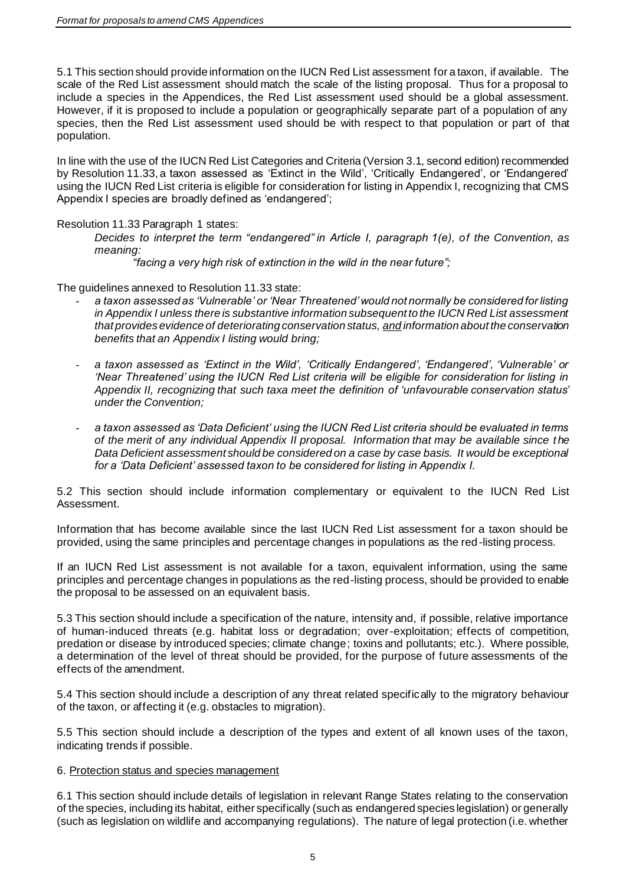5.1 This section should provide information on the IUCN Red List assessment for a taxon, if available. The scale of the Red List assessment should match the scale of the listing proposal. Thus for a proposal to include a species in the Appendices, the Red List assessment used should be a global assessment. However, if it is proposed to include a population or geographically separate part of a population of any species, then the Red List assessment used should be with respect to that population or part of that population.

In line with the use of the IUCN Red List Categories and Criteria (Version 3.1, second edition) recommended by Resolution 11.33, a taxon assessed as 'Extinct in the Wild', 'Critically Endangered', or 'Endangered' using the IUCN Red List criteria is eligible for consideration for listing in Appendix I, recognizing that CMS Appendix I species are broadly defined as 'endangered';

Resolution 11.33 Paragraph 1 states:

> *Decides to interpret the term "endangered" in Article I, paragraph 1(e), of the Convention, as meaning:*
>
> > *"facing a very high risk of extinction in the wild in the near future";*

The guidelines annexed to Resolution 11.33 state:

- *a taxon assessed as 'Vulnerable' or 'Near Threatened' would not normally be considered for listing in Appendix I unless there is substantive information subsequent to the IUCN Red List assessment that provides evidence of deteriorating conservation status, <u>and</u> information about the conservation benefits that an Appendix I listing would bring;*

- *a taxon assessed as 'Extinct in the Wild', 'Critically Endangered', 'Endangered', 'Vulnerable' or 'Near Threatened' using the IUCN Red List criteria will be eligible for consideration for listing in Appendix II, recognizing that such taxa meet the definition of 'unfavourable conservation status' under the Convention;*

- *a taxon assessed as 'Data Deficient' using the IUCN Red List criteria should be evaluated in terms of the merit of any individual Appendix II proposal. Information that may be available since the Data Deficient assessment should be considered on a case by case basis. It would be exceptional for a 'Data Deficient' assessed taxon to be considered for listing in Appendix I.*

5.2 This section should include information complementary or equivalent to the IUCN Red List Assessment.

Information that has become available since the last IUCN Red List assessment for a taxon should be provided, using the same principles and percentage changes in populations as the red-listing process.

If an IUCN Red List assessment is not available for a taxon, equivalent information, using the same principles and percentage changes in populations as the red-listing process, should be provided to enable the proposal to be assessed on an equivalent basis.

5.3 This section should include a specification of the nature, intensity and, if possible, relative importance of human-induced threats (e.g. habitat loss or degradation; over-exploitation; effects of competition, predation or disease by introduced species; climate change; toxins and pollutants; etc.). Where possible, a determination of the level of threat should be provided, for the purpose of future assessments of the effects of the amendment.

5.4 This section should include a description of any threat related specifically to the migratory behaviour of the taxon, or affecting it (e.g. obstacles to migration).

5.5 This section should include a description of the types and extent of all known uses of the taxon, indicating trends if possible.

## 6. <u>Protection status and species management</u>

6.1 This section should include details of legislation in relevant Range States relating to the conservation of the species, including its habitat, either specifically (such as endangered species legislation) or generally (such as legislation on wildlife and accompanying regulations). The nature of legal protection (i.e. whether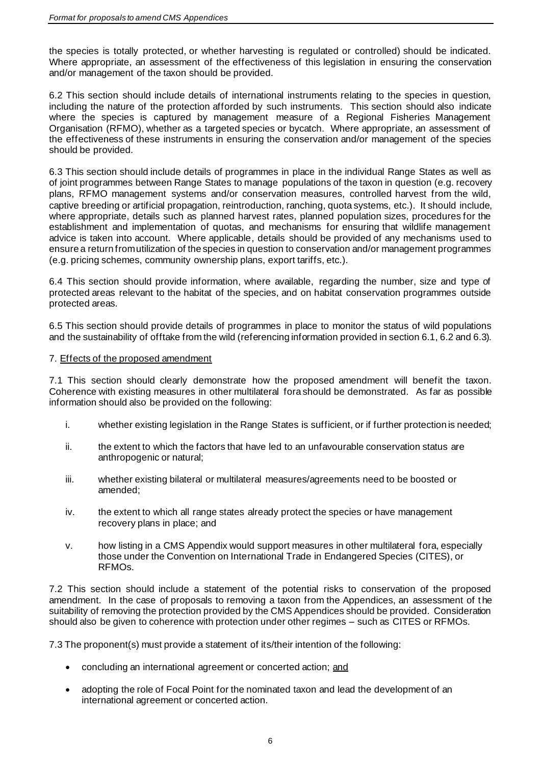the species is totally protected, or whether harvesting is regulated or controlled) should be indicated. Where appropriate, an assessment of the effectiveness of this legislation in ensuring the conservation and/or management of the taxon should be provided.

6.2 This section should include details of international instruments relating to the species in question, including the nature of the protection afforded by such instruments. This section should also indicate where the species is captured by management measure of a Regional Fisheries Management Organisation (RFMO), whether as a targeted species or bycatch. Where appropriate, an assessment of the effectiveness of these instruments in ensuring the conservation and/or management of the species should be provided.

6.3 This section should include details of programmes in place in the individual Range States as well as of joint programmes between Range States to manage populations of the taxon in question (e.g. recovery plans, RFMO management systems and/or conservation measures, controlled harvest from the wild, captive breeding or artificial propagation, reintroduction, ranching, quota systems, etc.). It should include, where appropriate, details such as planned harvest rates, planned population sizes, procedures for the establishment and implementation of quotas, and mechanisms for ensuring that wildlife management advice is taken into account. Where applicable, details should be provided of any mechanisms used to ensure a return from utilization of the species in question to conservation and/or management programmes (e.g. pricing schemes, community ownership plans, export tariffs, etc.).

6.4 This section should provide information, where available, regarding the number, size and type of protected areas relevant to the habitat of the species, and on habitat conservation programmes outside protected areas.

6.5 This section should provide details of programmes in place to monitor the status of wild populations and the sustainability of offtake from the wild (referencing information provided in section 6.1, 6.2 and 6.3).

7. Effects of the proposed amendment

7.1 This section should clearly demonstrate how the proposed amendment will benefit the taxon. Coherence with existing measures in other multilateral fora should be demonstrated. As far as possible information should also be provided on the following:

i. whether existing legislation in the Range States is sufficient, or if further protection is needed;

ii. the extent to which the factors that have led to an unfavourable conservation status are anthropogenic or natural;

iii. whether existing bilateral or multilateral measures/agreements need to be boosted or amended;

iv. the extent to which all range states already protect the species or have management recovery plans in place; and

v. how listing in a CMS Appendix would support measures in other multilateral fora, especially those under the Convention on International Trade in Endangered Species (CITES), or RFMOs.

7.2 This section should include a statement of the potential risks to conservation of the proposed amendment. In the case of proposals to removing a taxon from the Appendices, an assessment of the suitability of removing the protection provided by the CMS Appendices should be provided. Consideration should also be given to coherence with protection under other regimes – such as CITES or RFMOs.

7.3 The proponent(s) must provide a statement of its/their intention of the following:

- concluding an international agreement or concerted action; and
- adopting the role of Focal Point for the nominated taxon and lead the development of an international agreement or concerted action.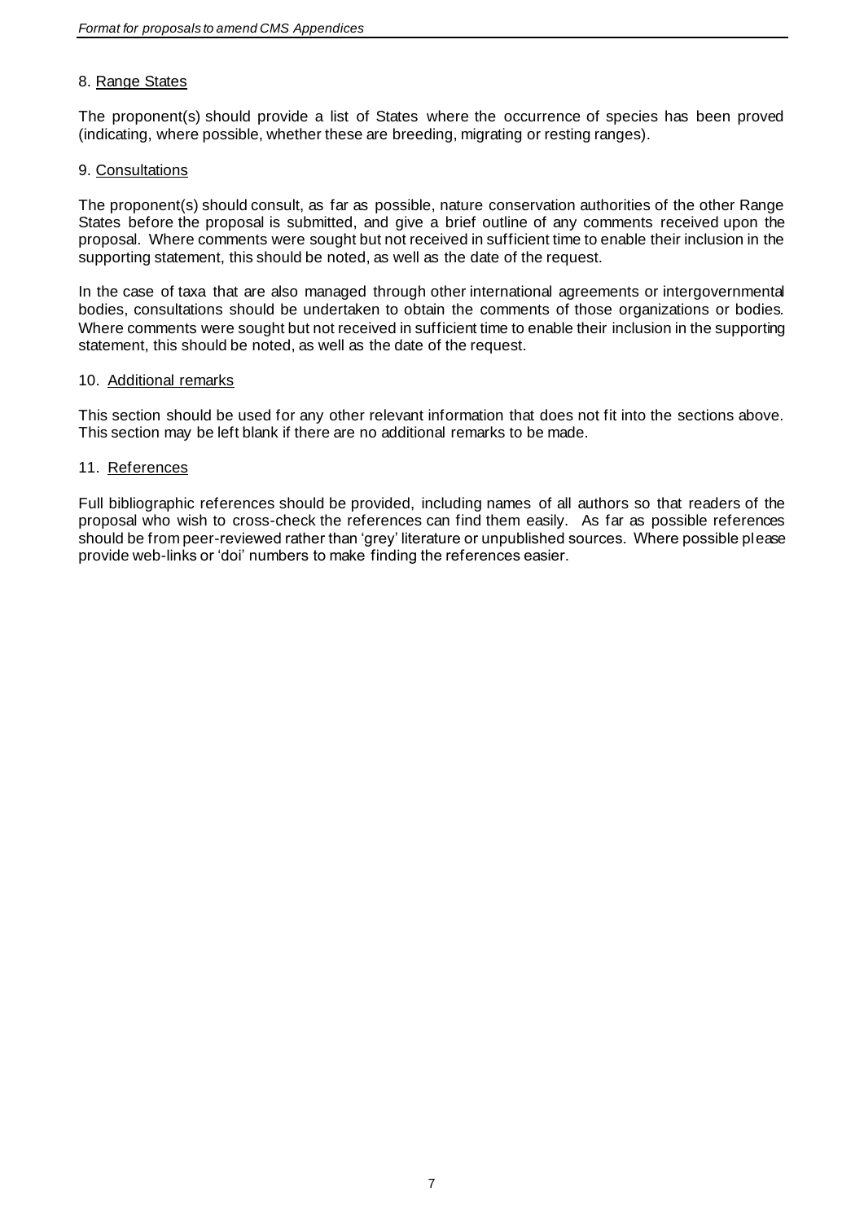8. Range States

The proponent(s) should provide a list of States where the occurrence of species has been proved (indicating, where possible, whether these are breeding, migrating or resting ranges).

9. Consultations

The proponent(s) should consult, as far as possible, nature conservation authorities of the other Range States before the proposal is submitted, and give a brief outline of any comments received upon the proposal. Where comments were sought but not received in sufficient time to enable their inclusion in the supporting statement, this should be noted, as well as the date of the request.

In the case of taxa that are also managed through other international agreements or intergovernmental bodies, consultations should be undertaken to obtain the comments of those organizations or bodies. Where comments were sought but not received in sufficient time to enable their inclusion in the supporting statement, this should be noted, as well as the date of the request.

10. Additional remarks

This section should be used for any other relevant information that does not fit into the sections above. This section may be left blank if there are no additional remarks to be made.

11. References

Full bibliographic references should be provided, including names of all authors so that readers of the proposal who wish to cross-check the references can find them easily. As far as possible references should be from peer-reviewed rather than 'grey' literature or unpublished sources. Where possible please provide web-links or 'doi' numbers to make finding the references easier.